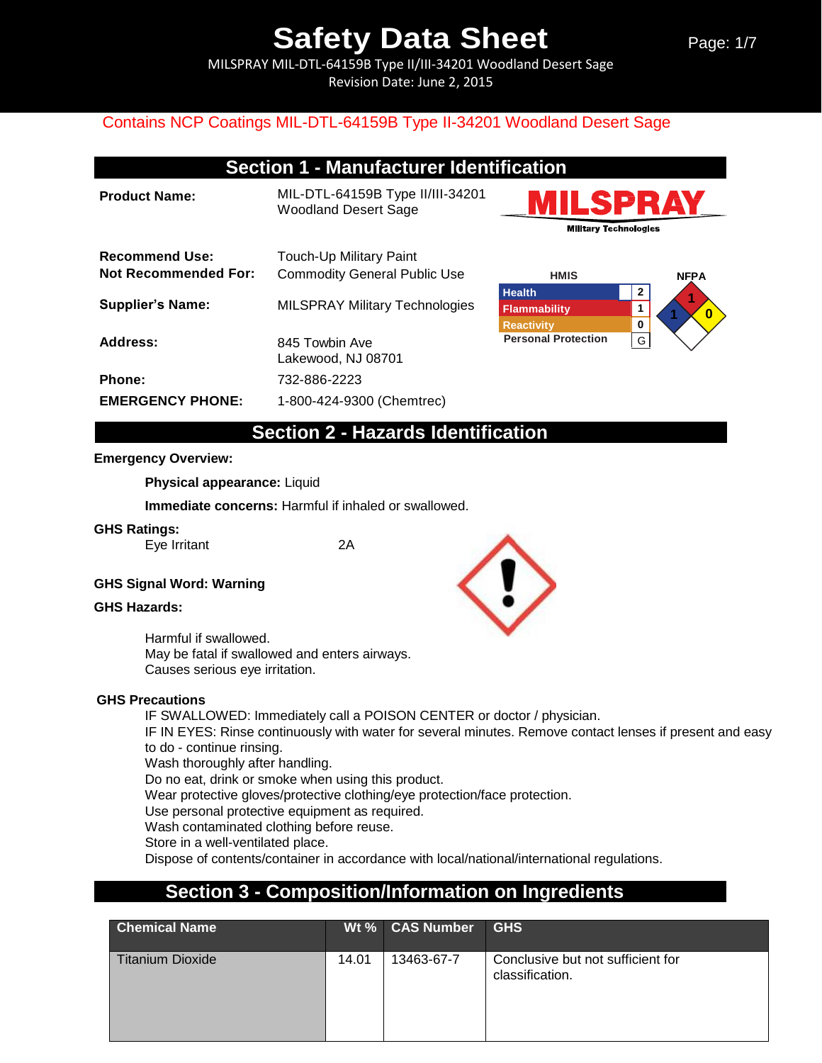# Safety Data Sheet

MILSPRAY MIL-DTL-64159B Type II/III-34201 Woodland Desert Sage
Revision Date: June 2, 2015

Contains NCP Coatings MIL-DTL-64159B Type II-34201 Woodland Desert Sage

## Section 1 - Manufacturer Identification

| | |
|---|---|
| **Product Name:** | MIL-DTL-64159B Type II/III-34201 Woodland Desert Sage |
| **Recommend Use:** | Touch-Up Military Paint |
| **Not Recommended For:** | Commodity General Public Use |
| **Supplier's Name:** | MILSPRAY Military Technologies |
| **Address:** | 845 Towbin Ave<br>Lakewood, NJ 08701 |
| **Phone:** | 732-886-2223 |
| **EMERGENCY PHONE:** | 1-800-424-9300 (Chemtrec) |

MILSPRAY Military Technologies

HMIS

| | |
|---|---|
| Health | 2 |
| Flammability | 1 |
| Reactivity | 0 |
| Personal Protection | G |

NFPA

1
1
0

## Section 2 - Hazards Identification

**Emergency Overview:**

**Physical appearance:** Liquid

**Immediate concerns:** Harmful if inhaled or swallowed.

**GHS Ratings:**

Eye Irritant 2A

**GHS Signal Word: Warning**

**GHS Hazards:**

Harmful if swallowed.
May be fatal if swallowed and enters airways.
Causes serious eye irritation.

**GHS Precautions**

IF SWALLOWED: Immediately call a POISON CENTER or doctor / physician.
IF IN EYES: Rinse continuously with water for several minutes. Remove contact lenses if present and easy to do - continue rinsing.
Wash thoroughly after handling.
Do no eat, drink or smoke when using this product.
Wear protective gloves/protective clothing/eye protection/face protection.
Use personal protective equipment as required.
Wash contaminated clothing before reuse.
Store in a well-ventilated place.
Dispose of contents/container in accordance with local/national/international regulations.

## Section 3 - Composition/Information on Ingredients

| Chemical Name | Wt % | CAS Number | GHS |
|---|---|---|---|
| Titanium Dioxide | 14.01 | 13463-67-7 | Conclusive but not sufficient for classification. |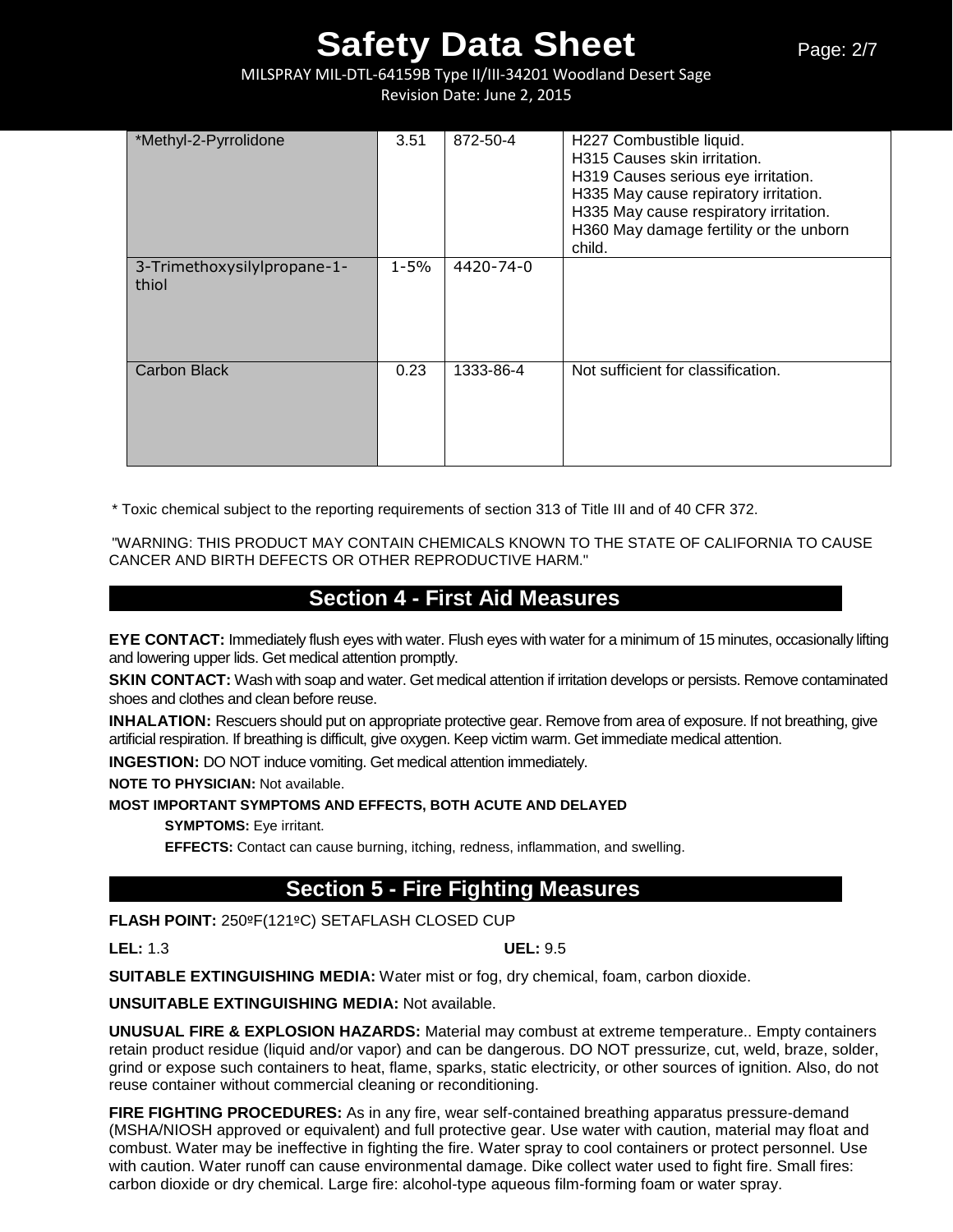| | | | |
|---|---|---|---|
| *Methyl-2-Pyrrolidone | 3.51 | 872-50-4 | H227 Combustible liquid.<br>H315 Causes skin irritation.<br>H319 Causes serious eye irritation.<br>H335 May cause repiratory irritation.<br>H335 May cause respiratory irritation.<br>H360 May damage fertility or the unborn child. |
| 3-Trimethoxysilylpropane-1-thiol | 1-5% | 4420-74-0 | |
| Carbon Black | 0.23 | 1333-86-4 | Not sufficient for classification. |

* Toxic chemical subject to the reporting requirements of section 313 of Title III and of 40 CFR 372.

"WARNING: THIS PRODUCT MAY CONTAIN CHEMICALS KNOWN TO THE STATE OF CALIFORNIA TO CAUSE CANCER AND BIRTH DEFECTS OR OTHER REPRODUCTIVE HARM."

## Section 4 - First Aid Measures

**EYE CONTACT:** Immediately flush eyes with water. Flush eyes with water for a minimum of 15 minutes, occasionally lifting and lowering upper lids. Get medical attention promptly.

**SKIN CONTACT:** Wash with soap and water. Get medical attention if irritation develops or persists. Remove contaminated shoes and clothes and clean before reuse.

**INHALATION:** Rescuers should put on appropriate protective gear. Remove from area of exposure. If not breathing, give artificial respiration. If breathing is difficult, give oxygen. Keep victim warm. Get immediate medical attention.

**INGESTION:** DO NOT induce vomiting. Get medical attention immediately.

**NOTE TO PHYSICIAN:** Not available.

**MOST IMPORTANT SYMPTOMS AND EFFECTS, BOTH ACUTE AND DELAYED**

**SYMPTOMS:** Eye irritant.

**EFFECTS:** Contact can cause burning, itching, redness, inflammation, and swelling.

## Section 5 - Fire Fighting Measures

**FLASH POINT:** 250ºF(121ºC) SETAFLASH CLOSED CUP

**LEL:** 1.3 **UEL:** 9.5

**SUITABLE EXTINGUISHING MEDIA:** Water mist or fog, dry chemical, foam, carbon dioxide.

**UNSUITABLE EXTINGUISHING MEDIA:** Not available.

**UNUSUAL FIRE & EXPLOSION HAZARDS:** Material may combust at extreme temperature.. Empty containers retain product residue (liquid and/or vapor) and can be dangerous. DO NOT pressurize, cut, weld, braze, solder, grind or expose such containers to heat, flame, sparks, static electricity, or other sources of ignition. Also, do not reuse container without commercial cleaning or reconditioning.

**FIRE FIGHTING PROCEDURES:** As in any fire, wear self-contained breathing apparatus pressure-demand (MSHA/NIOSH approved or equivalent) and full protective gear. Use water with caution, material may float and combust. Water may be ineffective in fighting the fire. Water spray to cool containers or protect personnel. Use with caution. Water runoff can cause environmental damage. Dike collect water used to fight fire. Small fires: carbon dioxide or dry chemical. Large fire: alcohol-type aqueous film-forming foam or water spray.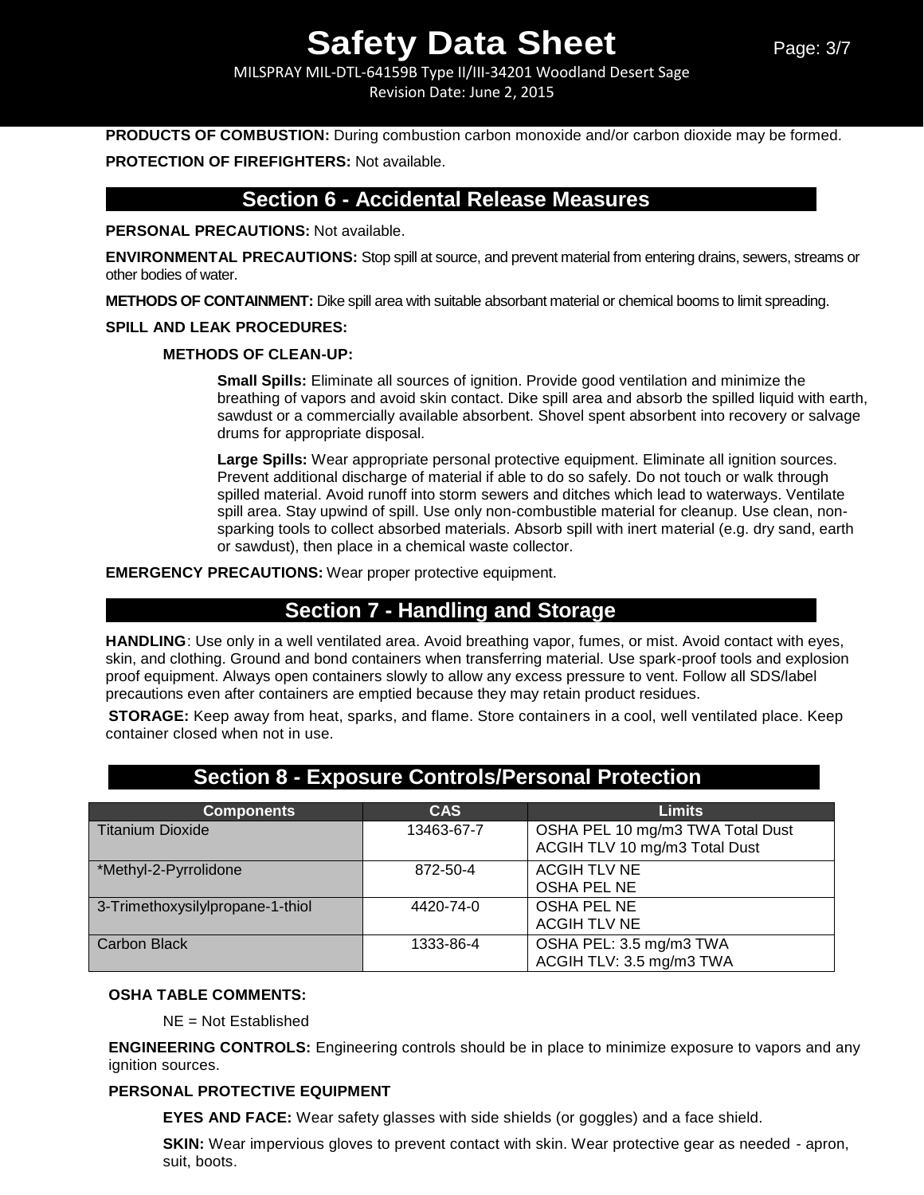**PRODUCTS OF COMBUSTION:** During combustion carbon monoxide and/or carbon dioxide may be formed.

**PROTECTION OF FIREFIGHTERS:** Not available.

## Section 6 - Accidental Release Measures

**PERSONAL PRECAUTIONS:** Not available.

**ENVIRONMENTAL PRECAUTIONS:** Stop spill at source, and prevent material from entering drains, sewers, streams or other bodies of water.

**METHODS OF CONTAINMENT:** Dike spill area with suitable absorbant material or chemical booms to limit spreading.

**SPILL AND LEAK PROCEDURES:**

**METHODS OF CLEAN-UP:**

**Small Spills:** Eliminate all sources of ignition. Provide good ventilation and minimize the breathing of vapors and avoid skin contact. Dike spill area and absorb the spilled liquid with earth, sawdust or a commercially available absorbent. Shovel spent absorbent into recovery or salvage drums for appropriate disposal.

**Large Spills:** Wear appropriate personal protective equipment. Eliminate all ignition sources. Prevent additional discharge of material if able to do so safely. Do not touch or walk through spilled material. Avoid runoff into storm sewers and ditches which lead to waterways. Ventilate spill area. Stay upwind of spill. Use only non-combustible material for cleanup. Use clean, non-sparking tools to collect absorbed materials. Absorb spill with inert material (e.g. dry sand, earth or sawdust), then place in a chemical waste collector.

**EMERGENCY PRECAUTIONS:** Wear proper protective equipment.

## Section 7 - Handling and Storage

**HANDLING**: Use only in a well ventilated area. Avoid breathing vapor, fumes, or mist. Avoid contact with eyes, skin, and clothing. Ground and bond containers when transferring material. Use spark-proof tools and explosion proof equipment. Always open containers slowly to allow any excess pressure to vent. Follow all SDS/label precautions even after containers are emptied because they may retain product residues.

**STORAGE:** Keep away from heat, sparks, and flame. Store containers in a cool, well ventilated place. Keep container closed when not in use.

## Section 8 - Exposure Controls/Personal Protection

| Components | CAS | Limits |
|---|---|---|
| Titanium Dioxide | 13463-67-7 | OSHA PEL 10 mg/m3 TWA Total Dust<br>ACGIH TLV 10 mg/m3 Total Dust |
| *Methyl-2-Pyrrolidone | 872-50-4 | ACGIH TLV NE<br>OSHA PEL NE |
| 3-Trimethoxysilylpropane-1-thiol | 4420-74-0 | OSHA PEL NE<br>ACGIH TLV NE |
| Carbon Black | 1333-86-4 | OSHA PEL: 3.5 mg/m3 TWA<br>ACGIH TLV: 3.5 mg/m3 TWA |

**OSHA TABLE COMMENTS:**

NE = Not Established

**ENGINEERING CONTROLS:** Engineering controls should be in place to minimize exposure to vapors and any ignition sources.

**PERSONAL PROTECTIVE EQUIPMENT**

**EYES AND FACE:** Wear safety glasses with side shields (or goggles) and a face shield.

**SKIN:** Wear impervious gloves to prevent contact with skin. Wear protective gear as needed - apron, suit, boots.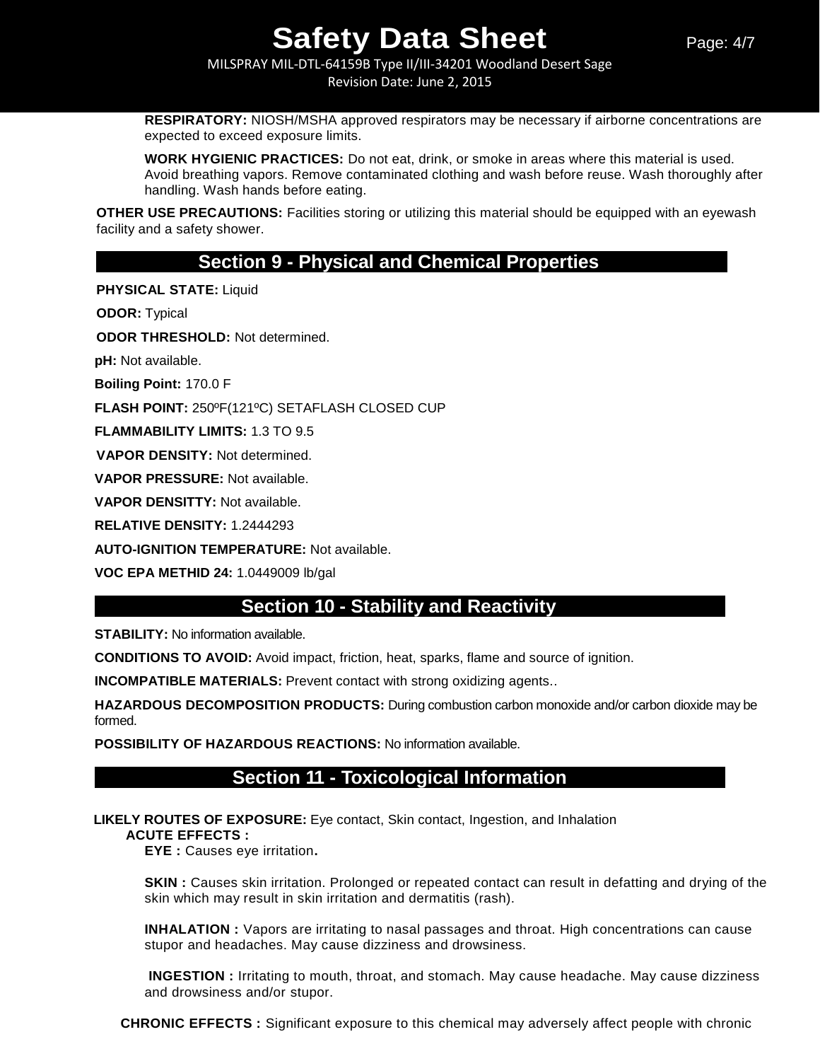**RESPIRATORY:** NIOSH/MSHA approved respirators may be necessary if airborne concentrations are expected to exceed exposure limits.

**WORK HYGIENIC PRACTICES:** Do not eat, drink, or smoke in areas where this material is used. Avoid breathing vapors. Remove contaminated clothing and wash before reuse. Wash thoroughly after handling. Wash hands before eating.

**OTHER USE PRECAUTIONS:** Facilities storing or utilizing this material should be equipped with an eyewash facility and a safety shower.

## Section 9 - Physical and Chemical Properties

**PHYSICAL STATE:** Liquid

**ODOR:** Typical

**ODOR THRESHOLD:** Not determined.

**pH:** Not available.

**Boiling Point:** 170.0 F

**FLASH POINT:** 250ºF(121ºC) SETAFLASH CLOSED CUP

**FLAMMABILITY LIMITS:** 1.3 TO 9.5

**VAPOR DENSITY:** Not determined.

**VAPOR PRESSURE:** Not available.

**VAPOR DENSITTY:** Not available.

**RELATIVE DENSITY:** 1.2444293

**AUTO-IGNITION TEMPERATURE:** Not available.

**VOC EPA METHID 24:** 1.0449009 lb/gal

## Section 10 - Stability and Reactivity

**STABILITY:** No information available.

**CONDITIONS TO AVOID:** Avoid impact, friction, heat, sparks, flame and source of ignition.

**INCOMPATIBLE MATERIALS:** Prevent contact with strong oxidizing agents..

**HAZARDOUS DECOMPOSITION PRODUCTS:** During combustion carbon monoxide and/or carbon dioxide may be formed.

**POSSIBILITY OF HAZARDOUS REACTIONS:** No information available.

## Section 11 - Toxicological Information

**LIKELY ROUTES OF EXPOSURE:** Eye contact, Skin contact, Ingestion, and Inhalation

**ACUTE EFFECTS :**

**EYE :** Causes eye irritation**.**

**SKIN :** Causes skin irritation. Prolonged or repeated contact can result in defatting and drying of the skin which may result in skin irritation and dermatitis (rash).

**INHALATION :** Vapors are irritating to nasal passages and throat. High concentrations can cause stupor and headaches. May cause dizziness and drowsiness.

**INGESTION :** Irritating to mouth, throat, and stomach. May cause headache. May cause dizziness and drowsiness and/or stupor.

**CHRONIC EFFECTS :** Significant exposure to this chemical may adversely affect people with chronic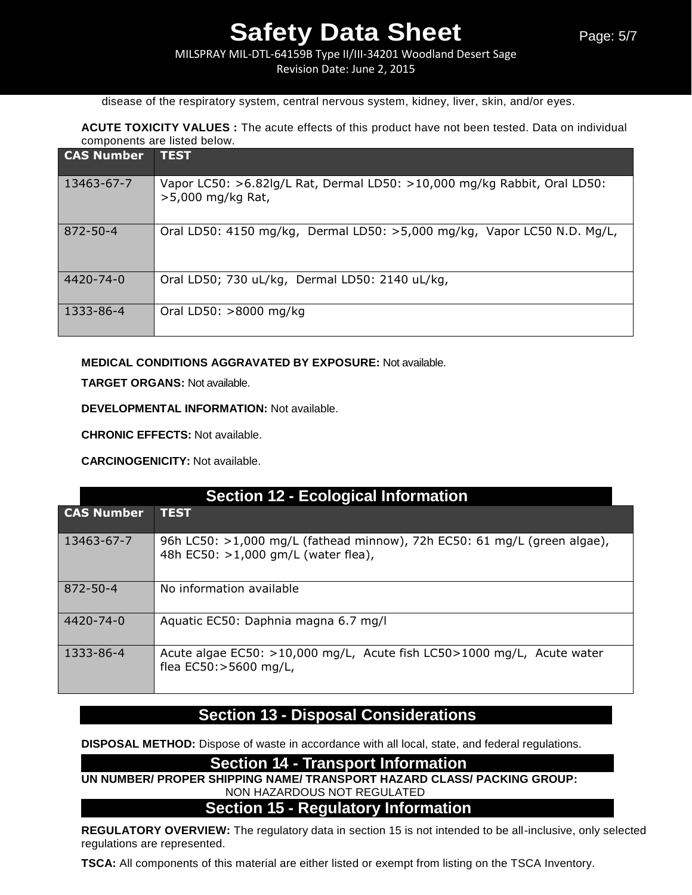disease of the respiratory system, central nervous system, kidney, liver, skin, and/or eyes.

**ACUTE TOXICITY VALUES :** The acute effects of this product have not been tested. Data on individual components are listed below.

| CAS Number | TEST |
|---|---|
| 13463-67-7 | Vapor LC50: >6.82lg/L Rat, Dermal LD50: >10,000 mg/kg Rabbit, Oral LD50: >5,000 mg/kg Rat, |
| 872-50-4 | Oral LD50: 4150 mg/kg, Dermal LD50: >5,000 mg/kg, Vapor LC50 N.D. Mg/L, |
| 4420-74-0 | Oral LD50; 730 uL/kg, Dermal LD50: 2140 uL/kg, |
| 1333-86-4 | Oral LD50: >8000 mg/kg |

**MEDICAL CONDITIONS AGGRAVATED BY EXPOSURE:** Not available.

**TARGET ORGANS:** Not available.

**DEVELOPMENTAL INFORMATION:** Not available.

**CHRONIC EFFECTS:** Not available.

**CARCINOGENICITY:** Not available.

## Section 12 - Ecological Information

| CAS Number | TEST |
|---|---|
| 13463-67-7 | 96h LC50: >1,000 mg/L (fathead minnow), 72h EC50: 61 mg/L (green algae), 48h EC50: >1,000 gm/L (water flea), |
| 872-50-4 | No information available |
| 4420-74-0 | Aquatic EC50: Daphnia magna 6.7 mg/l |
| 1333-86-4 | Acute algae EC50: >10,000 mg/L, Acute fish LC50>1000 mg/L, Acute water flea EC50:>5600 mg/L, |

## Section 13 - Disposal Considerations

**DISPOSAL METHOD:** Dispose of waste in accordance with all local, state, and federal regulations.

## Section 14 - Transport Information

**UN NUMBER/ PROPER SHIPPING NAME/ TRANSPORT HAZARD CLASS/ PACKING GROUP:**

NON HAZARDOUS NOT REGULATED

## Section 15 - Regulatory Information

**REGULATORY OVERVIEW:** The regulatory data in section 15 is not intended to be all-inclusive, only selected regulations are represented.

**TSCA:** All components of this material are either listed or exempt from listing on the TSCA Inventory.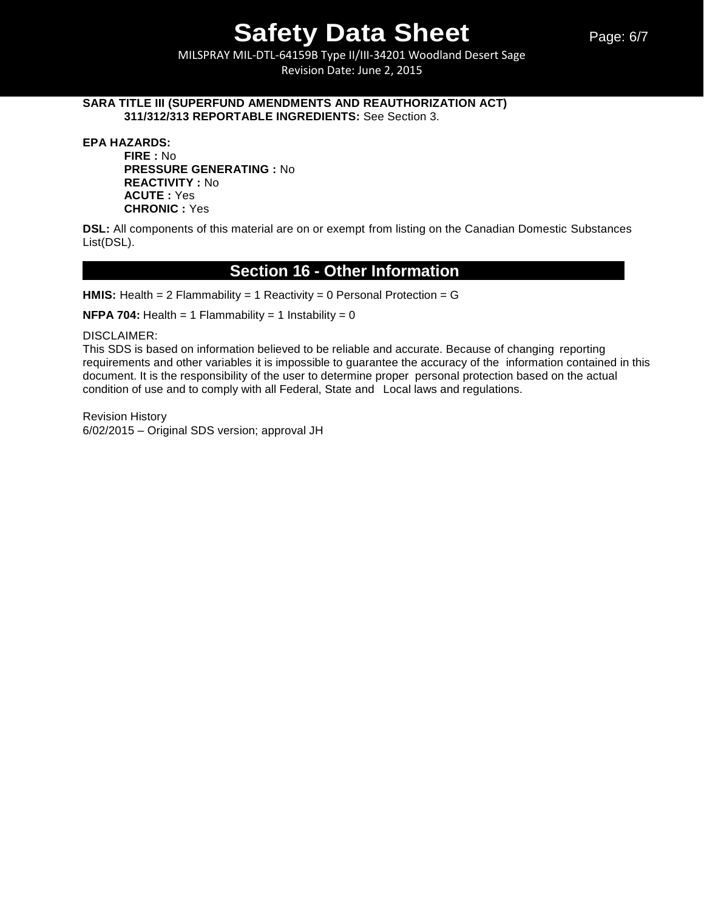**SARA TITLE III (SUPERFUND AMENDMENTS AND REAUTHORIZATION ACT)**

**311/312/313 REPORTABLE INGREDIENTS:** See Section 3.

**EPA HAZARDS:**

**FIRE :** No
**PRESSURE GENERATING :** No
**REACTIVITY :** No
**ACUTE :** Yes
**CHRONIC :** Yes

**DSL:** All components of this material are on or exempt from listing on the Canadian Domestic Substances List(DSL).

## Section 16 - Other Information

**HMIS:** Health = 2 Flammability = 1 Reactivity = 0 Personal Protection = G

**NFPA 704:** Health = 1 Flammability = 1 Instability = 0

DISCLAIMER:
This SDS is based on information believed to be reliable and accurate. Because of changing reporting requirements and other variables it is impossible to guarantee the accuracy of the information contained in this document. It is the responsibility of the user to determine proper personal protection based on the actual condition of use and to comply with all Federal, State and Local laws and regulations.

Revision History
6/02/2015 – Original SDS version; approval JH